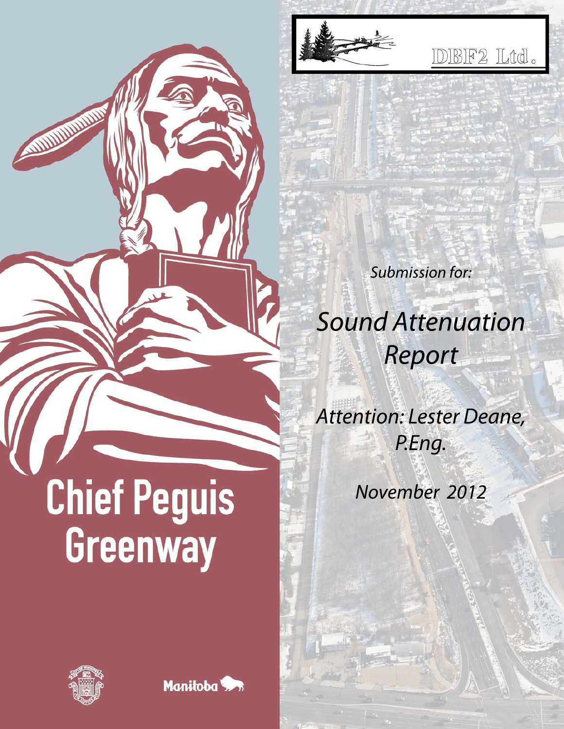DBF2 Ltd.

*Submission for:*

# *Sound Attenuation Report*

*Attention: Lester Deane, P.Eng.*

*November 2012*

# Chief Peguis Greenway

Manitoba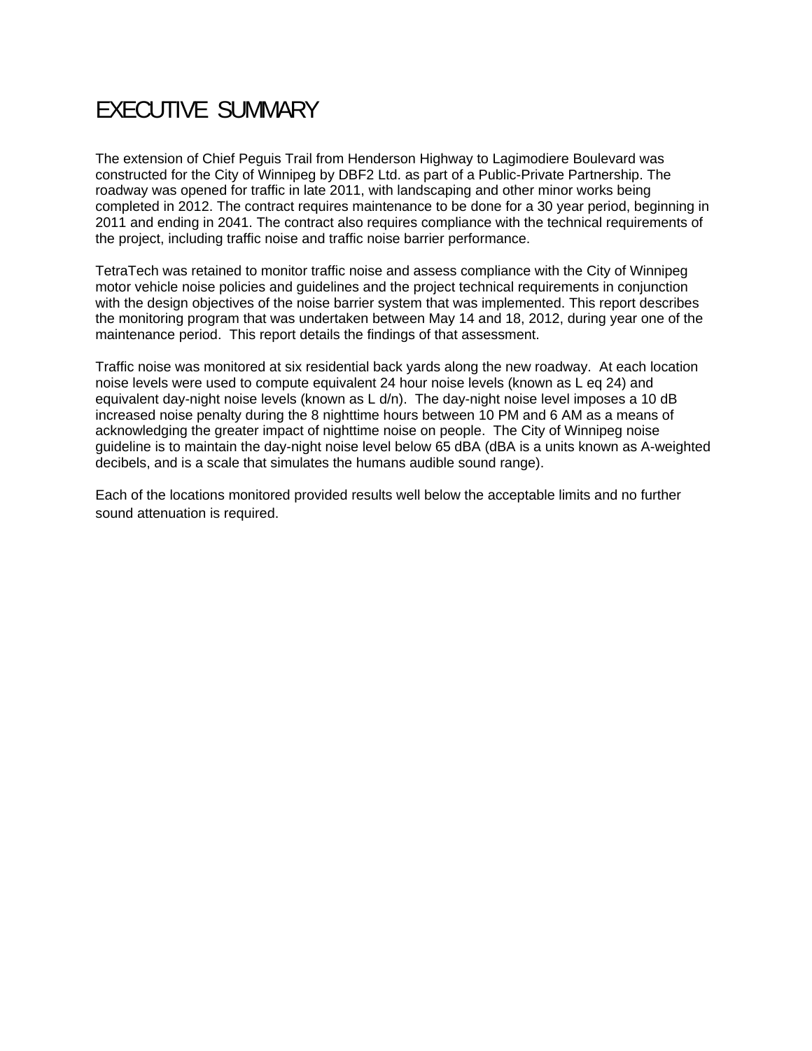# EXECUTIVE SUMMARY

The extension of Chief Peguis Trail from Henderson Highway to Lagimodiere Boulevard was constructed for the City of Winnipeg by DBF2 Ltd. as part of a Public-Private Partnership. The roadway was opened for traffic in late 2011, with landscaping and other minor works being completed in 2012. The contract requires maintenance to be done for a 30 year period, beginning in 2011 and ending in 2041. The contract also requires compliance with the technical requirements of the project, including traffic noise and traffic noise barrier performance.

TetraTech was retained to monitor traffic noise and assess compliance with the City of Winnipeg motor vehicle noise policies and guidelines and the project technical requirements in conjunction with the design objectives of the noise barrier system that was implemented. This report describes the monitoring program that was undertaken between May 14 and 18, 2012, during year one of the maintenance period. This report details the findings of that assessment.

Traffic noise was monitored at six residential back yards along the new roadway. At each location noise levels were used to compute equivalent 24 hour noise levels (known as L eq 24) and equivalent day-night noise levels (known as L d/n). The day-night noise level imposes a 10 dB increased noise penalty during the 8 nighttime hours between 10 PM and 6 AM as a means of acknowledging the greater impact of nighttime noise on people. The City of Winnipeg noise guideline is to maintain the day-night noise level below 65 dBA (dBA is a units known as A-weighted decibels, and is a scale that simulates the humans audible sound range).

Each of the locations monitored provided results well below the acceptable limits and no further sound attenuation is required.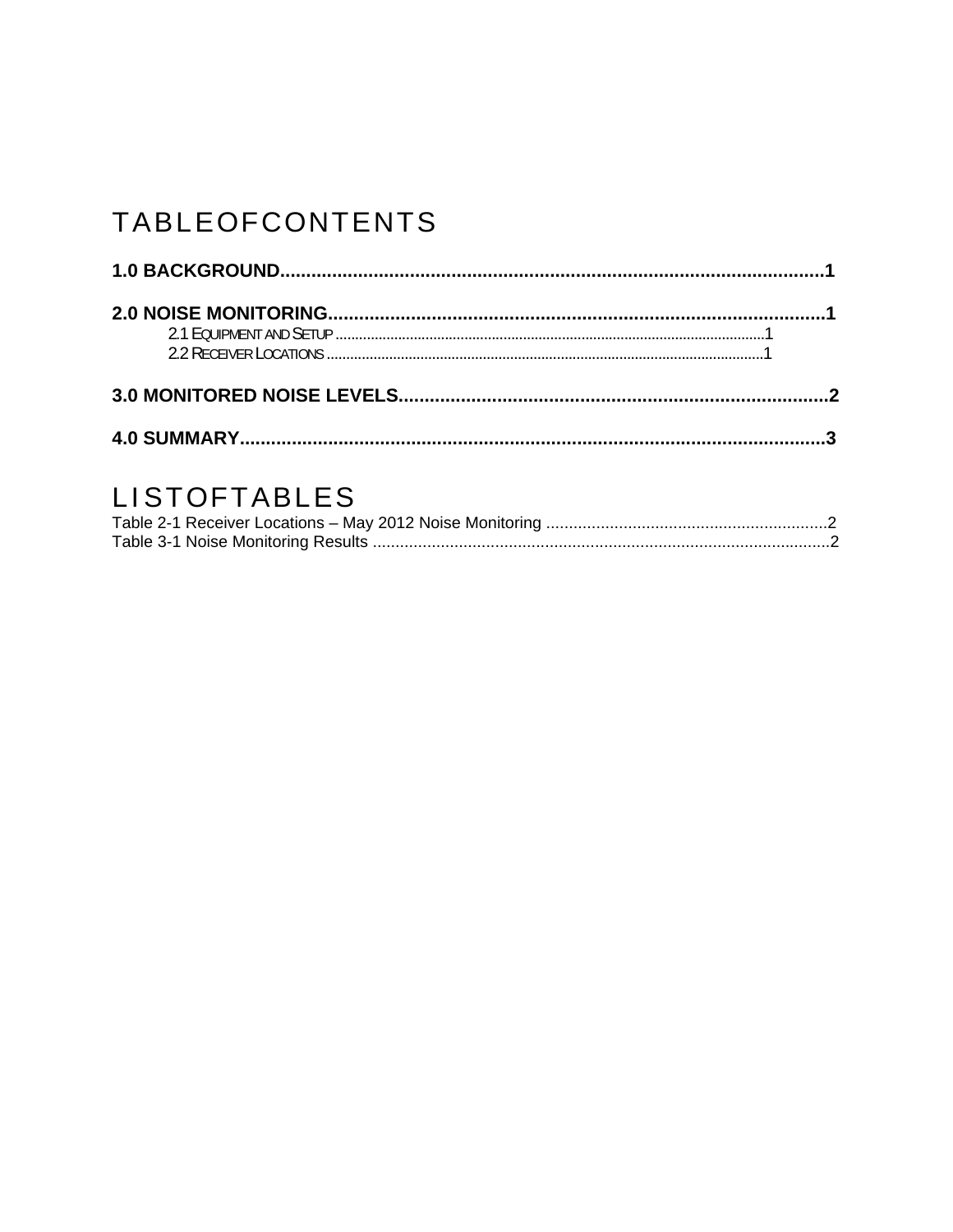# TABLEOFCONTENTS

**1.0 BACKGROUND.........................................................................................................1**

**2.0 NOISE MONITORING................................................................................................1**

2.1 EQUIPMENT AND SETUP ...........................................................................................................1

2.2 RECEIVER LOCATIONS ..............................................................................................................1

**3.0 MONITORED NOISE LEVELS...................................................................................2**

**4.0 SUMMARY.................................................................................................................3**

# LISTOFTABLES

Table 2-1 Receiver Locations – May 2012 Noise Monitoring ..............................................................2

Table 3-1 Noise Monitoring Results .....................................................................................................2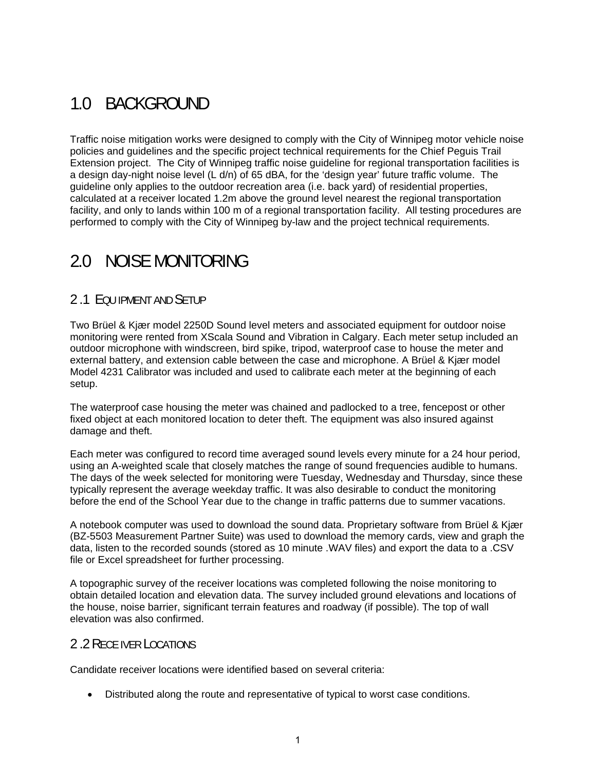# 1.0 BACKGROUND

Traffic noise mitigation works were designed to comply with the City of Winnipeg motor vehicle noise policies and guidelines and the specific project technical requirements for the Chief Peguis Trail Extension project. The City of Winnipeg traffic noise guideline for regional transportation facilities is a design day-night noise level (L d/n) of 65 dBA, for the 'design year' future traffic volume. The guideline only applies to the outdoor recreation area (i.e. back yard) of residential properties, calculated at a receiver located 1.2m above the ground level nearest the regional transportation facility, and only to lands within 100 m of a regional transportation facility. All testing procedures are performed to comply with the City of Winnipeg by-law and the project technical requirements.

# 2.0 NOISE MONITORING

## 2.1 EQUIPMENT AND SETUP

Two Brüel & Kjær model 2250D Sound level meters and associated equipment for outdoor noise monitoring were rented from XScala Sound and Vibration in Calgary. Each meter setup included an outdoor microphone with windscreen, bird spike, tripod, waterproof case to house the meter and external battery, and extension cable between the case and microphone. A Brüel & Kjær model Model 4231 Calibrator was included and used to calibrate each meter at the beginning of each setup.

The waterproof case housing the meter was chained and padlocked to a tree, fencepost or other fixed object at each monitored location to deter theft. The equipment was also insured against damage and theft.

Each meter was configured to record time averaged sound levels every minute for a 24 hour period, using an A-weighted scale that closely matches the range of sound frequencies audible to humans. The days of the week selected for monitoring were Tuesday, Wednesday and Thursday, since these typically represent the average weekday traffic. It was also desirable to conduct the monitoring before the end of the School Year due to the change in traffic patterns due to summer vacations.

A notebook computer was used to download the sound data. Proprietary software from Brüel & Kjær (BZ-5503 Measurement Partner Suite) was used to download the memory cards, view and graph the data, listen to the recorded sounds (stored as 10 minute .WAV files) and export the data to a .CSV file or Excel spreadsheet for further processing.

A topographic survey of the receiver locations was completed following the noise monitoring to obtain detailed location and elevation data. The survey included ground elevations and locations of the house, noise barrier, significant terrain features and roadway (if possible). The top of wall elevation was also confirmed.

## 2.2 RECEIVER LOCATIONS

Candidate receiver locations were identified based on several criteria:

- Distributed along the route and representative of typical to worst case conditions.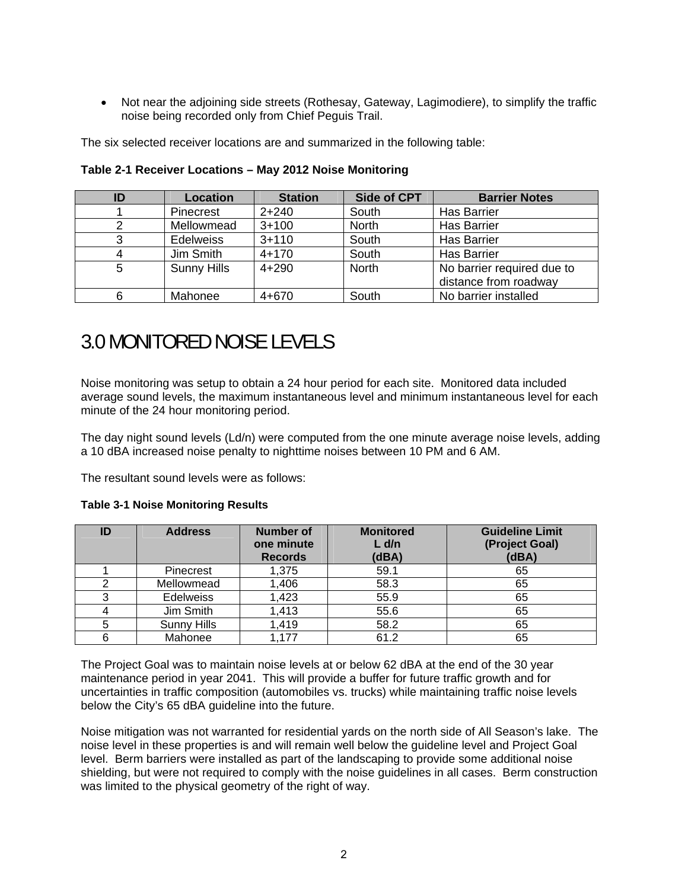- Not near the adjoining side streets (Rothesay, Gateway, Lagimodiere), to simplify the traffic noise being recorded only from Chief Peguis Trail.

The six selected receiver locations are and summarized in the following table:

**Table 2-1 Receiver Locations – May 2012 Noise Monitoring**

| ID | Location | Station | Side of CPT | Barrier Notes |
|---|---|---|---|---|
| 1 | Pinecrest | 2+240 | South | Has Barrier |
| 2 | Mellowmead | 3+100 | North | Has Barrier |
| 3 | Edelweiss | 3+110 | South | Has Barrier |
| 4 | Jim Smith | 4+170 | South | Has Barrier |
| 5 | Sunny Hills | 4+290 | North | No barrier required due to distance from roadway |
| 6 | Mahonee | 4+670 | South | No barrier installed |

# 3.0 MONITORED NOISE LEVELS

Noise monitoring was setup to obtain a 24 hour period for each site. Monitored data included average sound levels, the maximum instantaneous level and minimum instantaneous level for each minute of the 24 hour monitoring period.

The day night sound levels (Ld/n) were computed from the one minute average noise levels, adding a 10 dBA increased noise penalty to nighttime noises between 10 PM and 6 AM.

The resultant sound levels were as follows:

**Table 3-1 Noise Monitoring Results**

| ID | Address | Number of one minute Records | Monitored L d/n (dBA) | Guideline Limit (Project Goal) (dBA) |
|---|---|---|---|---|
| 1 | Pinecrest | 1,375 | 59.1 | 65 |
| 2 | Mellowmead | 1,406 | 58.3 | 65 |
| 3 | Edelweiss | 1,423 | 55.9 | 65 |
| 4 | Jim Smith | 1,413 | 55.6 | 65 |
| 5 | Sunny Hills | 1,419 | 58.2 | 65 |
| 6 | Mahonee | 1,177 | 61.2 | 65 |

The Project Goal was to maintain noise levels at or below 62 dBA at the end of the 30 year maintenance period in year 2041. This will provide a buffer for future traffic growth and for uncertainties in traffic composition (automobiles vs. trucks) while maintaining traffic noise levels below the City's 65 dBA guideline into the future.

Noise mitigation was not warranted for residential yards on the north side of All Season's lake. The noise level in these properties is and will remain well below the guideline level and Project Goal level. Berm barriers were installed as part of the landscaping to provide some additional noise shielding, but were not required to comply with the noise guidelines in all cases. Berm construction was limited to the physical geometry of the right of way.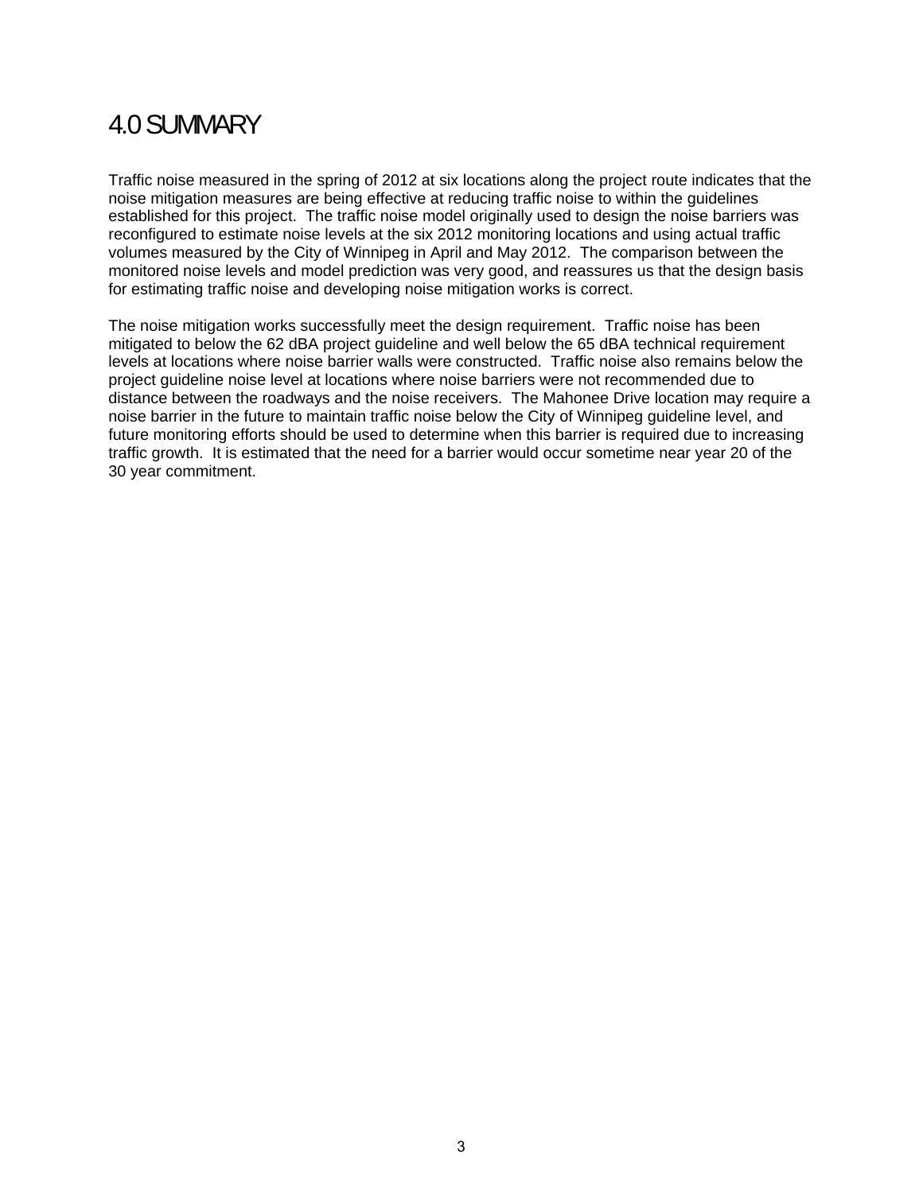# 4.0 SUMMARY

Traffic noise measured in the spring of 2012 at six locations along the project route indicates that the noise mitigation measures are being effective at reducing traffic noise to within the guidelines established for this project. The traffic noise model originally used to design the noise barriers was reconfigured to estimate noise levels at the six 2012 monitoring locations and using actual traffic volumes measured by the City of Winnipeg in April and May 2012. The comparison between the monitored noise levels and model prediction was very good, and reassures us that the design basis for estimating traffic noise and developing noise mitigation works is correct.

The noise mitigation works successfully meet the design requirement. Traffic noise has been mitigated to below the 62 dBA project guideline and well below the 65 dBA technical requirement levels at locations where noise barrier walls were constructed. Traffic noise also remains below the project guideline noise level at locations where noise barriers were not recommended due to distance between the roadways and the noise receivers. The Mahonee Drive location may require a noise barrier in the future to maintain traffic noise below the City of Winnipeg guideline level, and future monitoring efforts should be used to determine when this barrier is required due to increasing traffic growth. It is estimated that the need for a barrier would occur sometime near year 20 of the 30 year commitment.